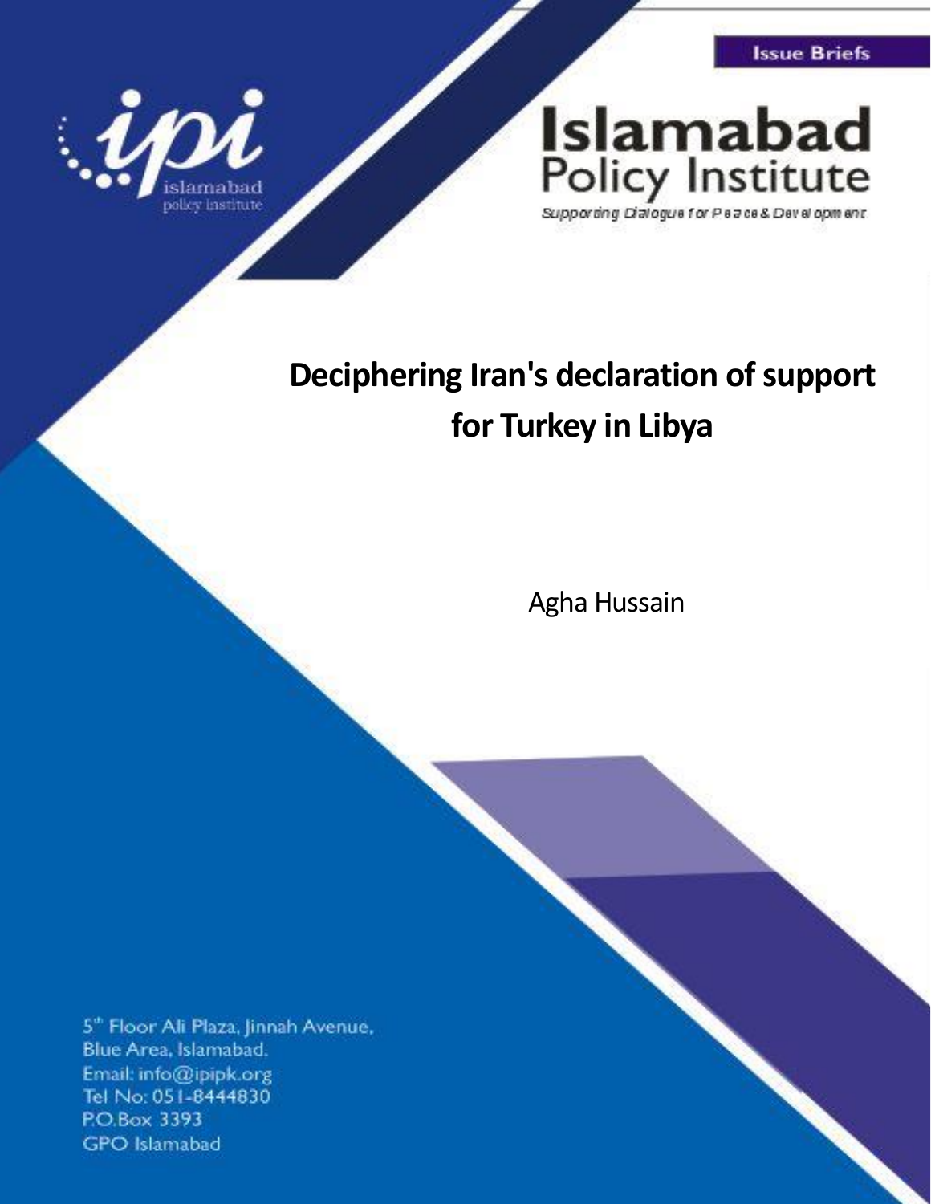Issue Briefs

Islamabad Policy Institute

*Supporting Dialogue for Peace & Development*

# Deciphering Iran's declaration of support for Turkey in Libya

Agha Hussain

5th Floor Ali Plaza, Jinnah Avenue,
Blue Area, Islamabad.
Email: info@ipipk.org
Tel No: 051-8444830
P.O.Box 3393
GPO Islamabad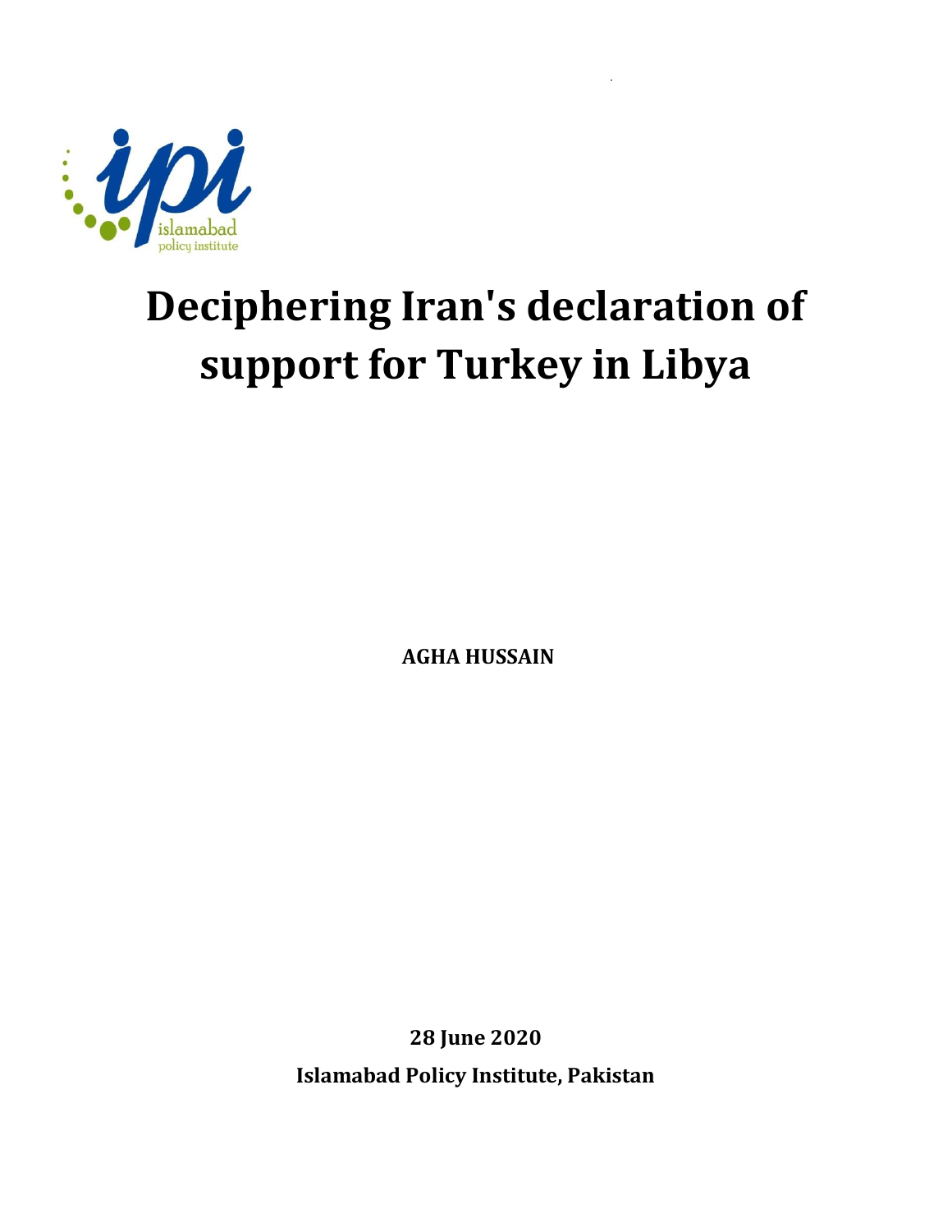# Deciphering Iran's declaration of support for Turkey in Libya

**AGHA HUSSAIN**

**28 June 2020**

**Islamabad Policy Institute, Pakistan**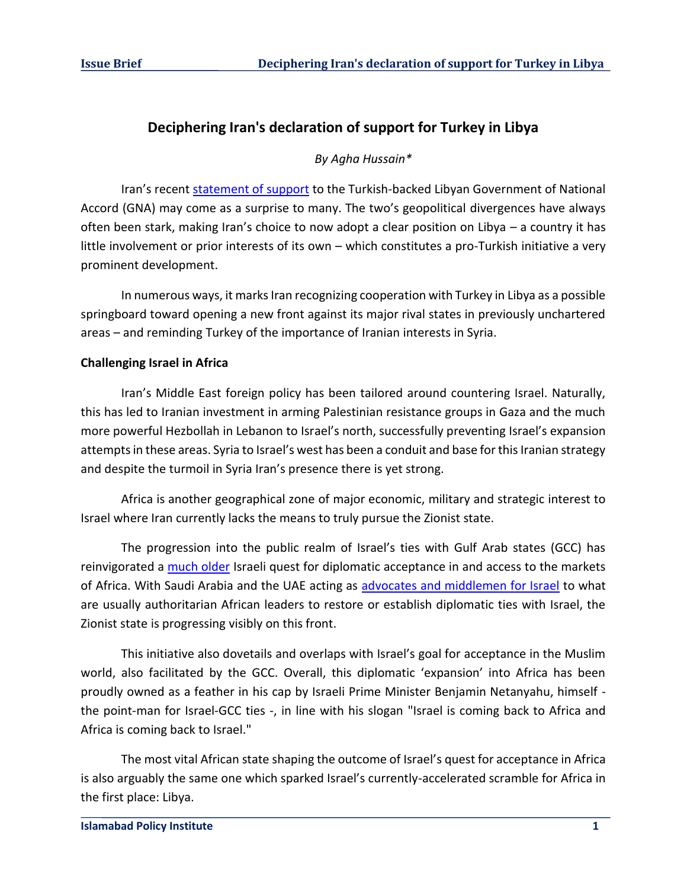## Deciphering Iran's declaration of support for Turkey in Libya

*By Agha Hussain**

Iran's recent statement of support to the Turkish-backed Libyan Government of National Accord (GNA) may come as a surprise to many. The two's geopolitical divergences have always often been stark, making Iran's choice to now adopt a clear position on Libya – a country it has little involvement or prior interests of its own – which constitutes a pro-Turkish initiative a very prominent development.

In numerous ways, it marks Iran recognizing cooperation with Turkey in Libya as a possible springboard toward opening a new front against its major rival states in previously unchartered areas – and reminding Turkey of the importance of Iranian interests in Syria.

**Challenging Israel in Africa**

Iran's Middle East foreign policy has been tailored around countering Israel. Naturally, this has led to Iranian investment in arming Palestinian resistance groups in Gaza and the much more powerful Hezbollah in Lebanon to Israel's north, successfully preventing Israel's expansion attempts in these areas. Syria to Israel's west has been a conduit and base for this Iranian strategy and despite the turmoil in Syria Iran's presence there is yet strong.

Africa is another geographical zone of major economic, military and strategic interest to Israel where Iran currently lacks the means to truly pursue the Zionist state.

The progression into the public realm of Israel's ties with Gulf Arab states (GCC) has reinvigorated a much older Israeli quest for diplomatic acceptance in and access to the markets of Africa. With Saudi Arabia and the UAE acting as advocates and middlemen for Israel to what are usually authoritarian African leaders to restore or establish diplomatic ties with Israel, the Zionist state is progressing visibly on this front.

This initiative also dovetails and overlaps with Israel's goal for acceptance in the Muslim world, also facilitated by the GCC. Overall, this diplomatic 'expansion' into Africa has been proudly owned as a feather in his cap by Israeli Prime Minister Benjamin Netanyahu, himself - the point-man for Israel-GCC ties -, in line with his slogan "Israel is coming back to Africa and Africa is coming back to Israel."

The most vital African state shaping the outcome of Israel's quest for acceptance in Africa is also arguably the same one which sparked Israel's currently-accelerated scramble for Africa in the first place: Libya.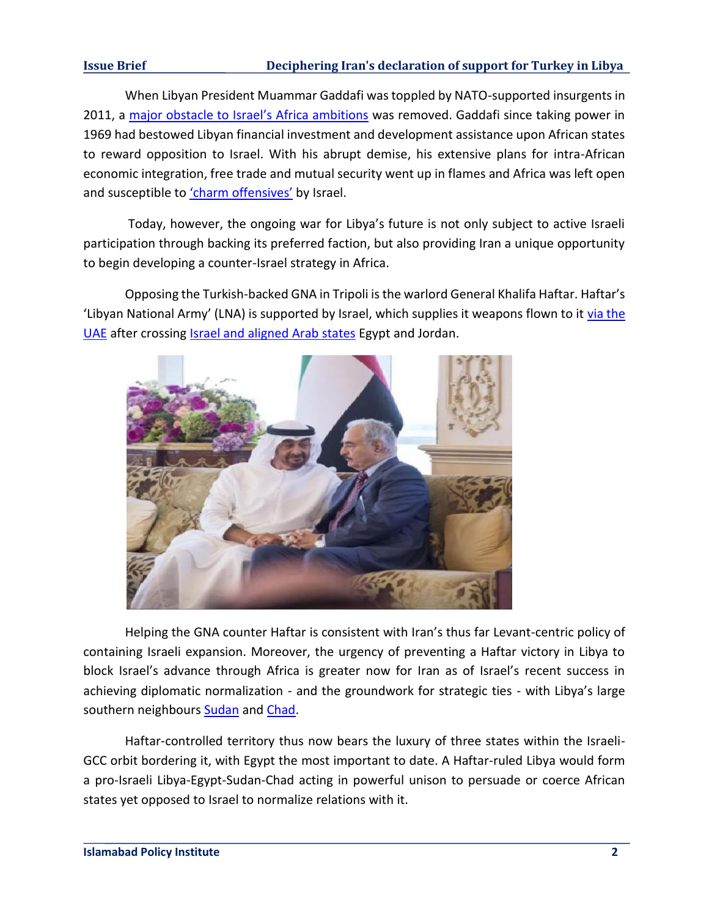When Libyan President Muammar Gaddafi was toppled by NATO-supported insurgents in 2011, a major obstacle to Israel's Africa ambitions was removed. Gaddafi since taking power in 1969 had bestowed Libyan financial investment and development assistance upon African states to reward opposition to Israel. With his abrupt demise, his extensive plans for intra-African economic integration, free trade and mutual security went up in flames and Africa was left open and susceptible to 'charm offensives' by Israel.

Today, however, the ongoing war for Libya's future is not only subject to active Israeli participation through backing its preferred faction, but also providing Iran a unique opportunity to begin developing a counter-Israel strategy in Africa.

Opposing the Turkish-backed GNA in Tripoli is the warlord General Khalifa Haftar. Haftar's 'Libyan National Army' (LNA) is supported by Israel, which supplies it weapons flown to it via the UAE after crossing Israel and aligned Arab states Egypt and Jordan.

Helping the GNA counter Haftar is consistent with Iran's thus far Levant-centric policy of containing Israeli expansion. Moreover, the urgency of preventing a Haftar victory in Libya to block Israel's advance through Africa is greater now for Iran as of Israel's recent success in achieving diplomatic normalization - and the groundwork for strategic ties - with Libya's large southern neighbours Sudan and Chad.

Haftar-controlled territory thus now bears the luxury of three states within the Israeli-GCC orbit bordering it, with Egypt the most important to date. A Haftar-ruled Libya would form a pro-Israeli Libya-Egypt-Sudan-Chad acting in powerful unison to persuade or coerce African states yet opposed to Israel to normalize relations with it.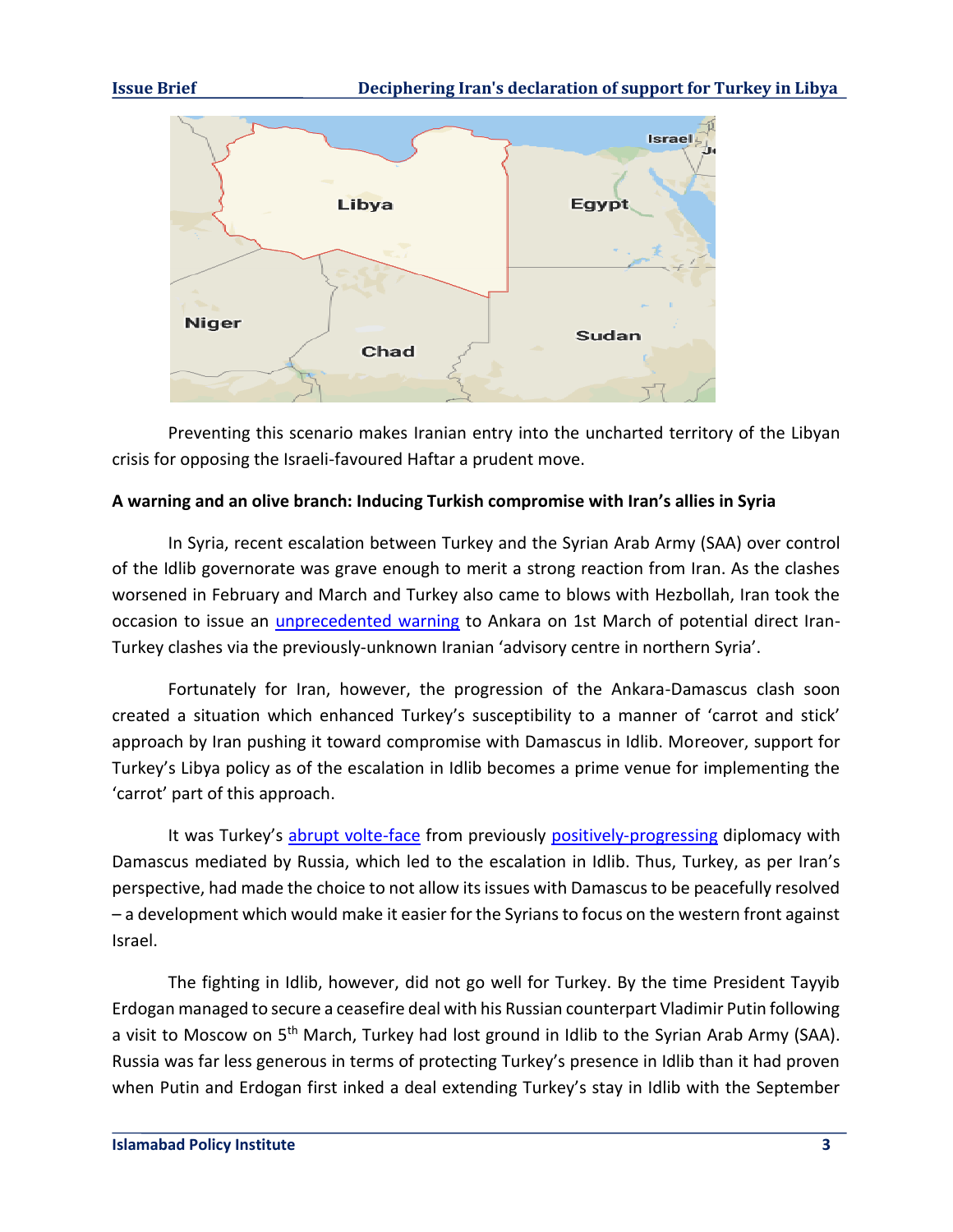Preventing this scenario makes Iranian entry into the uncharted territory of the Libyan crisis for opposing the Israeli-favoured Haftar a prudent move.

**A warning and an olive branch: Inducing Turkish compromise with Iran's allies in Syria**

In Syria, recent escalation between Turkey and the Syrian Arab Army (SAA) over control of the Idlib governorate was grave enough to merit a strong reaction from Iran. As the clashes worsened in February and March and Turkey also came to blows with Hezbollah, Iran took the occasion to issue an unprecedented warning to Ankara on 1st March of potential direct Iran-Turkey clashes via the previously-unknown Iranian 'advisory centre in northern Syria'.

Fortunately for Iran, however, the progression of the Ankara-Damascus clash soon created a situation which enhanced Turkey's susceptibility to a manner of 'carrot and stick' approach by Iran pushing it toward compromise with Damascus in Idlib. Moreover, support for Turkey's Libya policy as of the escalation in Idlib becomes a prime venue for implementing the 'carrot' part of this approach.

It was Turkey's abrupt volte-face from previously positively-progressing diplomacy with Damascus mediated by Russia, which led to the escalation in Idlib. Thus, Turkey, as per Iran's perspective, had made the choice to not allow its issues with Damascus to be peacefully resolved – a development which would make it easier for the Syrians to focus on the western front against Israel.

The fighting in Idlib, however, did not go well for Turkey. By the time President Tayyib Erdogan managed to secure a ceasefire deal with his Russian counterpart Vladimir Putin following a visit to Moscow on 5th March, Turkey had lost ground in Idlib to the Syrian Arab Army (SAA). Russia was far less generous in terms of protecting Turkey's presence in Idlib than it had proven when Putin and Erdogan first inked a deal extending Turkey's stay in Idlib with the September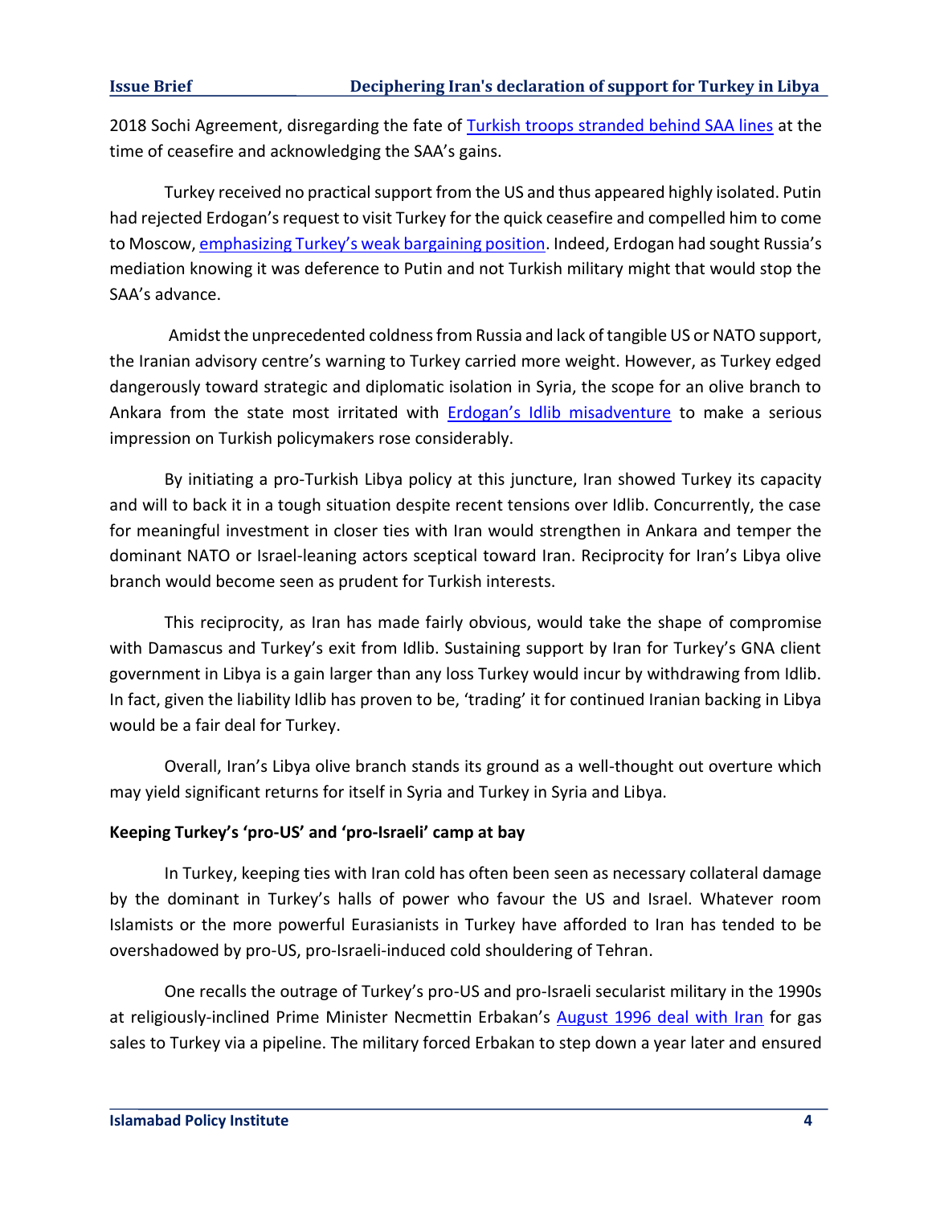2018 Sochi Agreement, disregarding the fate of Turkish troops stranded behind SAA lines at the time of ceasefire and acknowledging the SAA's gains.

Turkey received no practical support from the US and thus appeared highly isolated. Putin had rejected Erdogan's request to visit Turkey for the quick ceasefire and compelled him to come to Moscow, emphasizing Turkey's weak bargaining position. Indeed, Erdogan had sought Russia's mediation knowing it was deference to Putin and not Turkish military might that would stop the SAA's advance.

Amidst the unprecedented coldness from Russia and lack of tangible US or NATO support, the Iranian advisory centre's warning to Turkey carried more weight. However, as Turkey edged dangerously toward strategic and diplomatic isolation in Syria, the scope for an olive branch to Ankara from the state most irritated with Erdogan's Idlib misadventure to make a serious impression on Turkish policymakers rose considerably.

By initiating a pro-Turkish Libya policy at this juncture, Iran showed Turkey its capacity and will to back it in a tough situation despite recent tensions over Idlib. Concurrently, the case for meaningful investment in closer ties with Iran would strengthen in Ankara and temper the dominant NATO or Israel-leaning actors sceptical toward Iran. Reciprocity for Iran's Libya olive branch would become seen as prudent for Turkish interests.

This reciprocity, as Iran has made fairly obvious, would take the shape of compromise with Damascus and Turkey's exit from Idlib. Sustaining support by Iran for Turkey's GNA client government in Libya is a gain larger than any loss Turkey would incur by withdrawing from Idlib. In fact, given the liability Idlib has proven to be, 'trading' it for continued Iranian backing in Libya would be a fair deal for Turkey.

Overall, Iran's Libya olive branch stands its ground as a well-thought out overture which may yield significant returns for itself in Syria and Turkey in Syria and Libya.

**Keeping Turkey's 'pro-US' and 'pro-Israeli' camp at bay**

In Turkey, keeping ties with Iran cold has often been seen as necessary collateral damage by the dominant in Turkey's halls of power who favour the US and Israel. Whatever room Islamists or the more powerful Eurasianists in Turkey have afforded to Iran has tended to be overshadowed by pro-US, pro-Israeli-induced cold shouldering of Tehran.

One recalls the outrage of Turkey's pro-US and pro-Israeli secularist military in the 1990s at religiously-inclined Prime Minister Necmettin Erbakan's August 1996 deal with Iran for gas sales to Turkey via a pipeline. The military forced Erbakan to step down a year later and ensured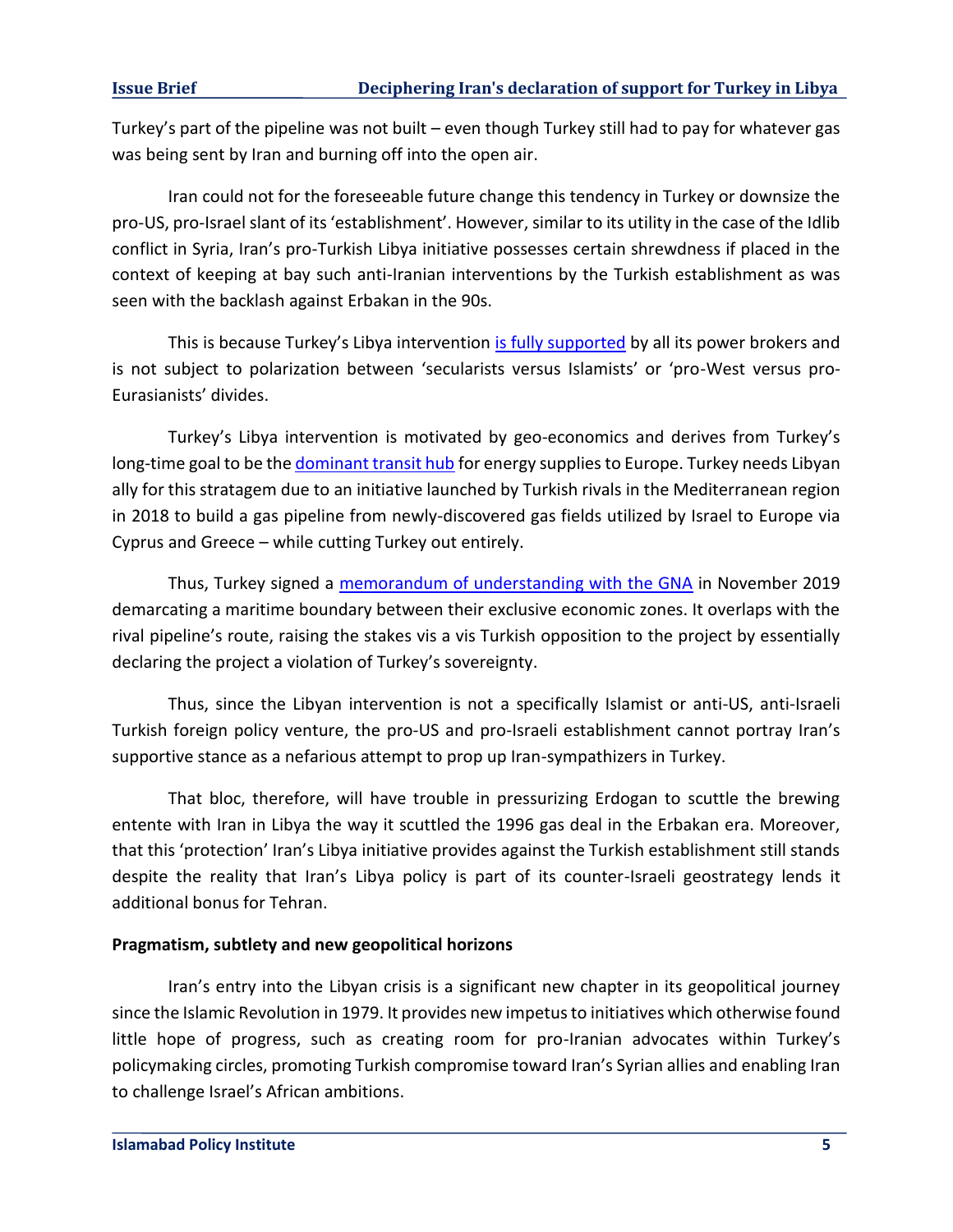Turkey's part of the pipeline was not built – even though Turkey still had to pay for whatever gas was being sent by Iran and burning off into the open air.

Iran could not for the foreseeable future change this tendency in Turkey or downsize the pro-US, pro-Israel slant of its 'establishment'. However, similar to its utility in the case of the Idlib conflict in Syria, Iran's pro-Turkish Libya initiative possesses certain shrewdness if placed in the context of keeping at bay such anti-Iranian interventions by the Turkish establishment as was seen with the backlash against Erbakan in the 90s.

This is because Turkey's Libya intervention is fully supported by all its power brokers and is not subject to polarization between 'secularists versus Islamists' or 'pro-West versus pro-Eurasianists' divides.

Turkey's Libya intervention is motivated by geo-economics and derives from Turkey's long-time goal to be the dominant transit hub for energy supplies to Europe. Turkey needs Libyan ally for this stratagem due to an initiative launched by Turkish rivals in the Mediterranean region in 2018 to build a gas pipeline from newly-discovered gas fields utilized by Israel to Europe via Cyprus and Greece – while cutting Turkey out entirely.

Thus, Turkey signed a memorandum of understanding with the GNA in November 2019 demarcating a maritime boundary between their exclusive economic zones. It overlaps with the rival pipeline's route, raising the stakes vis a vis Turkish opposition to the project by essentially declaring the project a violation of Turkey's sovereignty.

Thus, since the Libyan intervention is not a specifically Islamist or anti-US, anti-Israeli Turkish foreign policy venture, the pro-US and pro-Israeli establishment cannot portray Iran's supportive stance as a nefarious attempt to prop up Iran-sympathizers in Turkey.

That bloc, therefore, will have trouble in pressurizing Erdogan to scuttle the brewing entente with Iran in Libya the way it scuttled the 1996 gas deal in the Erbakan era. Moreover, that this 'protection' Iran's Libya initiative provides against the Turkish establishment still stands despite the reality that Iran's Libya policy is part of its counter-Israeli geostrategy lends it additional bonus for Tehran.

## Pragmatism, subtlety and new geopolitical horizons

Iran's entry into the Libyan crisis is a significant new chapter in its geopolitical journey since the Islamic Revolution in 1979. It provides new impetus to initiatives which otherwise found little hope of progress, such as creating room for pro-Iranian advocates within Turkey's policymaking circles, promoting Turkish compromise toward Iran's Syrian allies and enabling Iran to challenge Israel's African ambitions.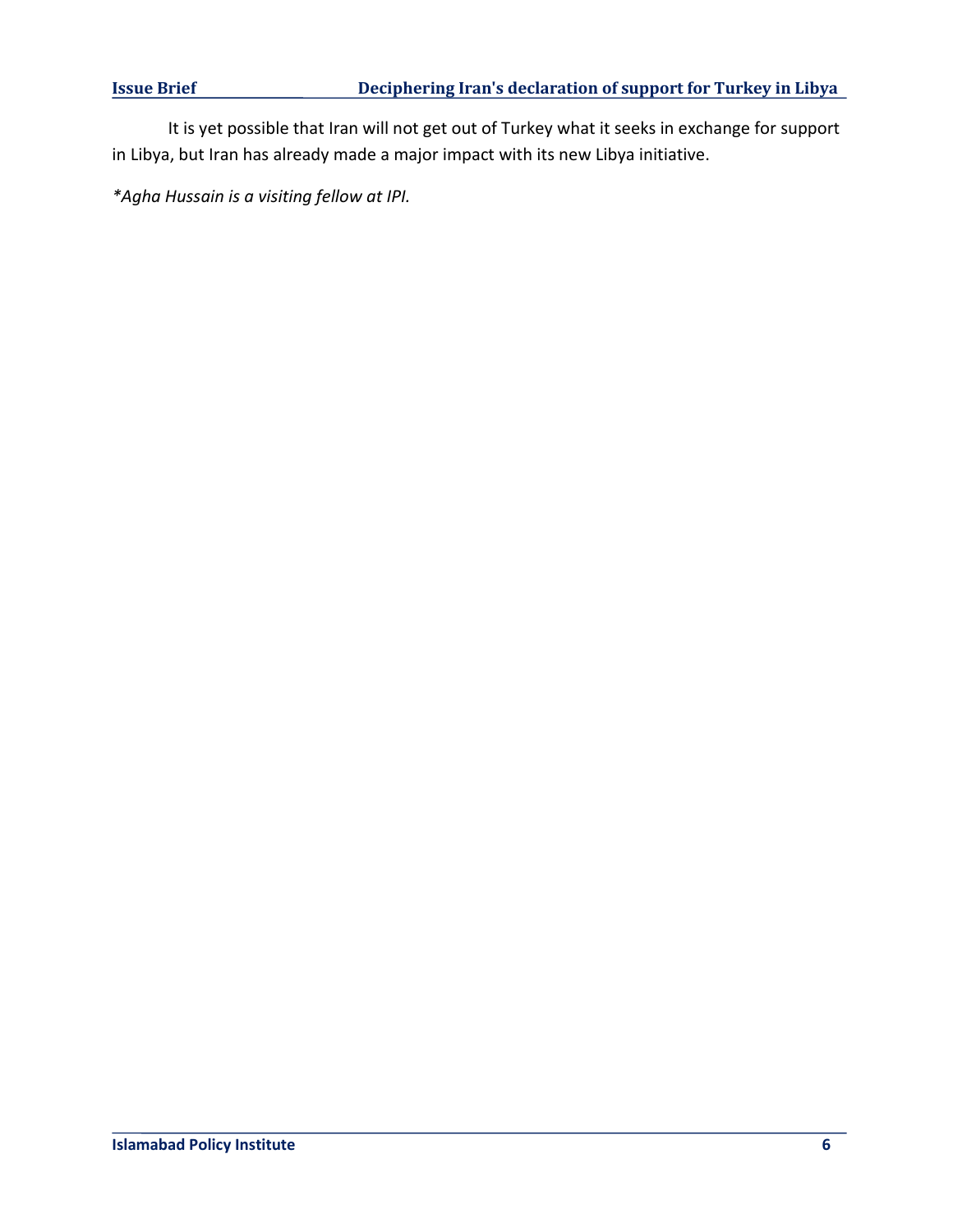It is yet possible that Iran will not get out of Turkey what it seeks in exchange for support in Libya, but Iran has already made a major impact with its new Libya initiative.

**Agha Hussain is a visiting fellow at IPI.*